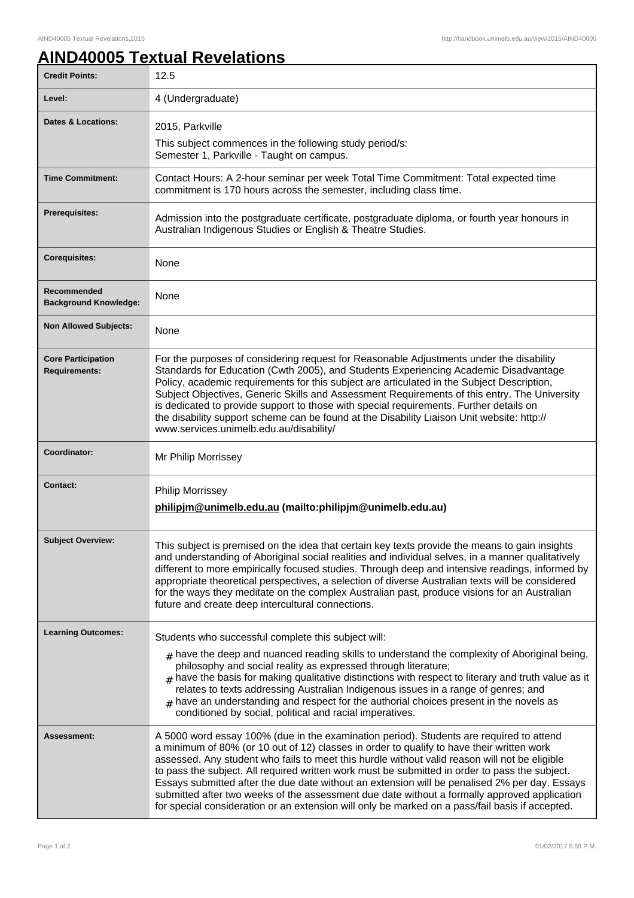# AIND40005 Textual Revelations

| | |
|---|---|
| **Credit Points:** | 12.5 |
| **Level:** | 4 (Undergraduate) |
| **Dates & Locations:** | 2015, Parkville<br>This subject commences in the following study period/s:<br>Semester 1, Parkville - Taught on campus. |
| **Time Commitment:** | Contact Hours: A 2-hour seminar per week Total Time Commitment: Total expected time commitment is 170 hours across the semester, including class time. |
| **Prerequisites:** | Admission into the postgraduate certificate, postgraduate diploma, or fourth year honours in Australian Indigenous Studies or English & Theatre Studies. |
| **Corequisites:** | None |
| **Recommended Background Knowledge:** | None |
| **Non Allowed Subjects:** | None |
| **Core Participation Requirements:** | For the purposes of considering request for Reasonable Adjustments under the disability Standards for Education (Cwth 2005), and Students Experiencing Academic Disadvantage Policy, academic requirements for this subject are articulated in the Subject Description, Subject Objectives, Generic Skills and Assessment Requirements of this entry. The University is dedicated to provide support to those with special requirements. Further details on the disability support scheme can be found at the Disability Liaison Unit website: http://www.services.unimelb.edu.au/disability/ |
| **Coordinator:** | Mr Philip Morrissey |
| **Contact:** | Philip Morrissey<br>**philipjm@unimelb.edu.au (mailto:philipjm@unimelb.edu.au)** |
| **Subject Overview:** | This subject is premised on the idea that certain key texts provide the means to gain insights and understanding of Aboriginal social realities and individual selves, in a manner qualitatively different to more empirically focused studies. Through deep and intensive readings, informed by appropriate theoretical perspectives, a selection of diverse Australian texts will be considered for the ways they meditate on the complex Australian past, produce visions for an Australian future and create deep intercultural connections. |
| **Learning Outcomes:** | Students who successful complete this subject will:<br># have the deep and nuanced reading skills to understand the complexity of Aboriginal being, philosophy and social reality as expressed through literature;<br># have the basis for making qualitative distinctions with respect to literary and truth value as it relates to texts addressing Australian Indigenous issues in a range of genres; and<br># have an understanding and respect for the authorial choices present in the novels as conditioned by social, political and racial imperatives. |
| **Assessment:** | A 5000 word essay 100% (due in the examination period). Students are required to attend a minimum of 80% (or 10 out of 12) classes in order to qualify to have their written work assessed. Any student who fails to meet this hurdle without valid reason will not be eligible to pass the subject. All required written work must be submitted in order to pass the subject. Essays submitted after the due date without an extension will be penalised 2% per day. Essays submitted after two weeks of the assessment due date without a formally approved application for special consideration or an extension will only be marked on a pass/fail basis if accepted. |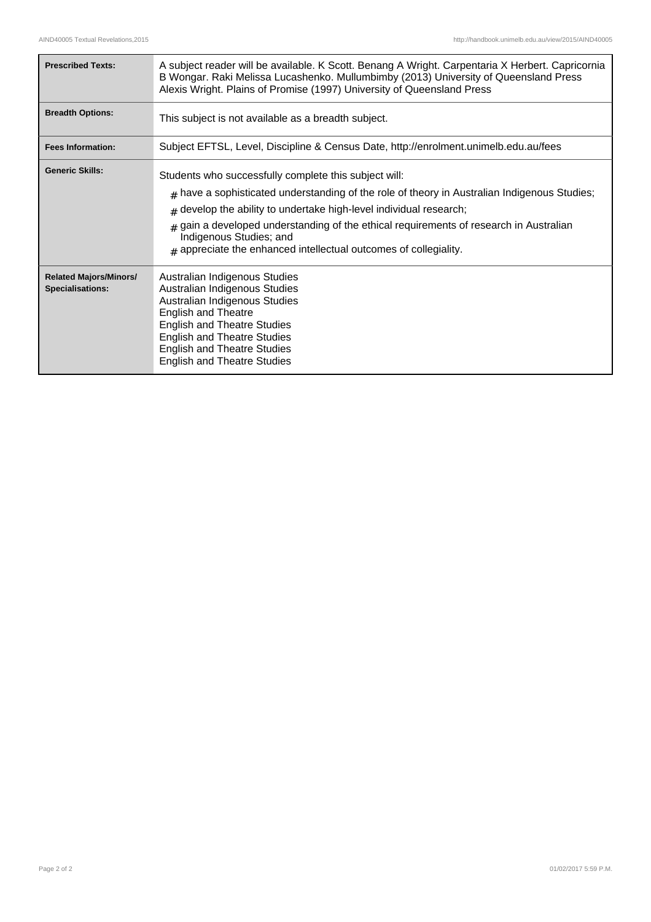| | |
|---|---|
| **Prescribed Texts:** | A subject reader will be available. K Scott. Benang A Wright. Carpentaria X Herbert. Capricornia B Wongar. Raki Melissa Lucashenko. Mullumbimby (2013) University of Queensland Press Alexis Wright. Plains of Promise (1997) University of Queensland Press |
| **Breadth Options:** | This subject is not available as a breadth subject. |
| **Fees Information:** | Subject EFTSL, Level, Discipline & Census Date, http://enrolment.unimelb.edu.au/fees |
| **Generic Skills:** | Students who successfully complete this subject will:<br># have a sophisticated understanding of the role of theory in Australian Indigenous Studies;<br># develop the ability to undertake high-level individual research;<br># gain a developed understanding of the ethical requirements of research in Australian Indigenous Studies; and<br># appreciate the enhanced intellectual outcomes of collegiality. |
| **Related Majors/Minors/ Specialisations:** | Australian Indigenous Studies<br>Australian Indigenous Studies<br>Australian Indigenous Studies<br>English and Theatre<br>English and Theatre Studies<br>English and Theatre Studies<br>English and Theatre Studies<br>English and Theatre Studies |